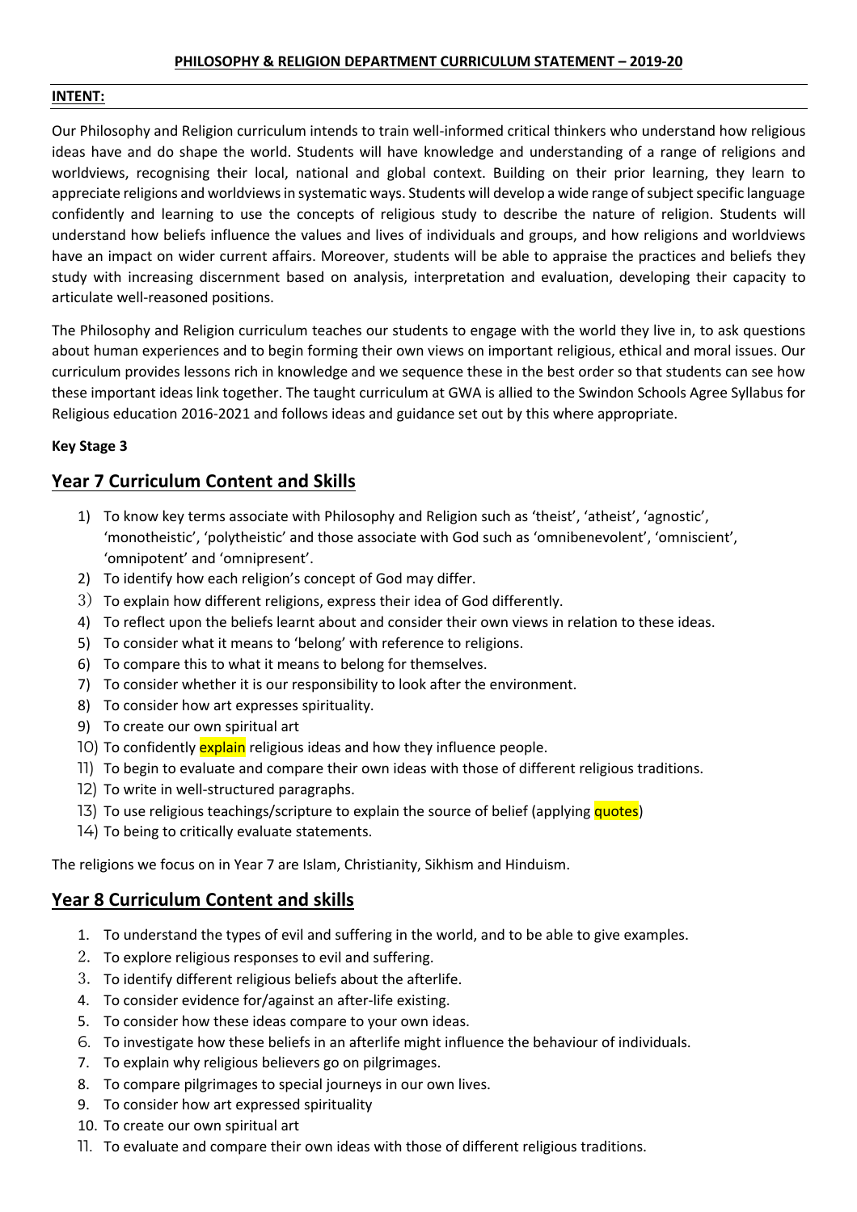**PHILOSOPHY & RELIGION DEPARTMENT CURRICULUM STATEMENT – 2019-20**

**INTENT:**

Our Philosophy and Religion curriculum intends to train well-informed critical thinkers who understand how religious ideas have and do shape the world. Students will have knowledge and understanding of a range of religions and worldviews, recognising their local, national and global context. Building on their prior learning, they learn to appreciate religions and worldviews in systematic ways. Students will develop a wide range of subject specific language confidently and learning to use the concepts of religious study to describe the nature of religion. Students will understand how beliefs influence the values and lives of individuals and groups, and how religions and worldviews have an impact on wider current affairs. Moreover, students will be able to appraise the practices and beliefs they study with increasing discernment based on analysis, interpretation and evaluation, developing their capacity to articulate well-reasoned positions.

The Philosophy and Religion curriculum teaches our students to engage with the world they live in, to ask questions about human experiences and to begin forming their own views on important religious, ethical and moral issues. Our curriculum provides lessons rich in knowledge and we sequence these in the best order so that students can see how these important ideas link together. The taught curriculum at GWA is allied to the Swindon Schools Agree Syllabus for Religious education 2016-2021 and follows ideas and guidance set out by this where appropriate.

**Key Stage 3**

## Year 7 Curriculum Content and Skills

1) To know key terms associate with Philosophy and Religion such as 'theist', 'atheist', 'agnostic', 'monotheistic', 'polytheistic' and those associate with God such as 'omnibenevolent', 'omniscient', 'omnipotent' and 'omnipresent'.
2) To identify how each religion's concept of God may differ.
3) To explain how different religions, express their idea of God differently.
4) To reflect upon the beliefs learnt about and consider their own views in relation to these ideas.
5) To consider what it means to 'belong' with reference to religions.
6) To compare this to what it means to belong for themselves.
7) To consider whether it is our responsibility to look after the environment.
8) To consider how art expresses spirituality.
9) To create our own spiritual art
10) To confidently explain religious ideas and how they influence people.
11) To begin to evaluate and compare their own ideas with those of different religious traditions.
12) To write in well-structured paragraphs.
13) To use religious teachings/scripture to explain the source of belief (applying quotes)
14) To being to critically evaluate statements.

The religions we focus on in Year 7 are Islam, Christianity, Sikhism and Hinduism.

## Year 8 Curriculum Content and skills

1. To understand the types of evil and suffering in the world, and to be able to give examples.
2. To explore religious responses to evil and suffering.
3. To identify different religious beliefs about the afterlife.
4. To consider evidence for/against an after-life existing.
5. To consider how these ideas compare to your own ideas.
6. To investigate how these beliefs in an afterlife might influence the behaviour of individuals.
7. To explain why religious believers go on pilgrimages.
8. To compare pilgrimages to special journeys in our own lives.
9. To consider how art expressed spirituality
10. To create our own spiritual art
11. To evaluate and compare their own ideas with those of different religious traditions.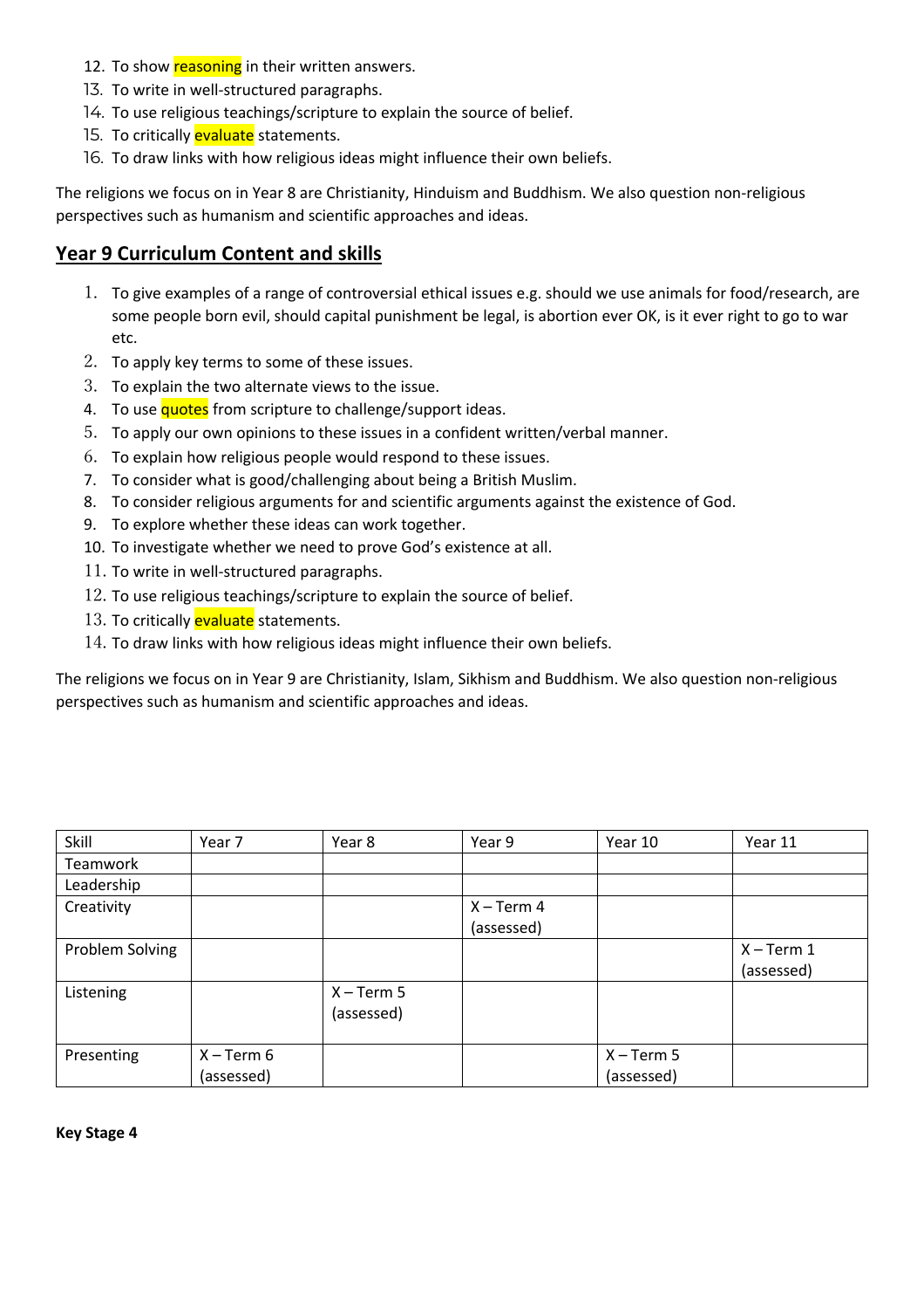12. To show reasoning in their written answers.
13. To write in well-structured paragraphs.
14. To use religious teachings/scripture to explain the source of belief.
15. To critically evaluate statements.
16. To draw links with how religious ideas might influence their own beliefs.

The religions we focus on in Year 8 are Christianity, Hinduism and Buddhism. We also question non-religious perspectives such as humanism and scientific approaches and ideas.

## Year 9 Curriculum Content and skills

1. To give examples of a range of controversial ethical issues e.g. should we use animals for food/research, are some people born evil, should capital punishment be legal, is abortion ever OK, is it ever right to go to war etc.
2. To apply key terms to some of these issues.
3. To explain the two alternate views to the issue.
4. To use quotes from scripture to challenge/support ideas.
5. To apply our own opinions to these issues in a confident written/verbal manner.
6. To explain how religious people would respond to these issues.
7. To consider what is good/challenging about being a British Muslim.
8. To consider religious arguments for and scientific arguments against the existence of God.
9. To explore whether these ideas can work together.
10. To investigate whether we need to prove God's existence at all.
11. To write in well-structured paragraphs.
12. To use religious teachings/scripture to explain the source of belief.
13. To critically evaluate statements.
14. To draw links with how religious ideas might influence their own beliefs.

The religions we focus on in Year 9 are Christianity, Islam, Sikhism and Buddhism. We also question non-religious perspectives such as humanism and scientific approaches and ideas.

| Skill | Year 7 | Year 8 | Year 9 | Year 10 | Year 11 |
|---|---|---|---|---|---|
| Teamwork | | | | | |
| Leadership | | | | | |
| Creativity | | | X – Term 4 (assessed) | | |
| Problem Solving | | | | | X – Term 1 (assessed) |
| Listening | | X – Term 5 (assessed) | | | |
| Presenting | X – Term 6 (assessed) | | | X – Term 5 (assessed) | |

**Key Stage 4**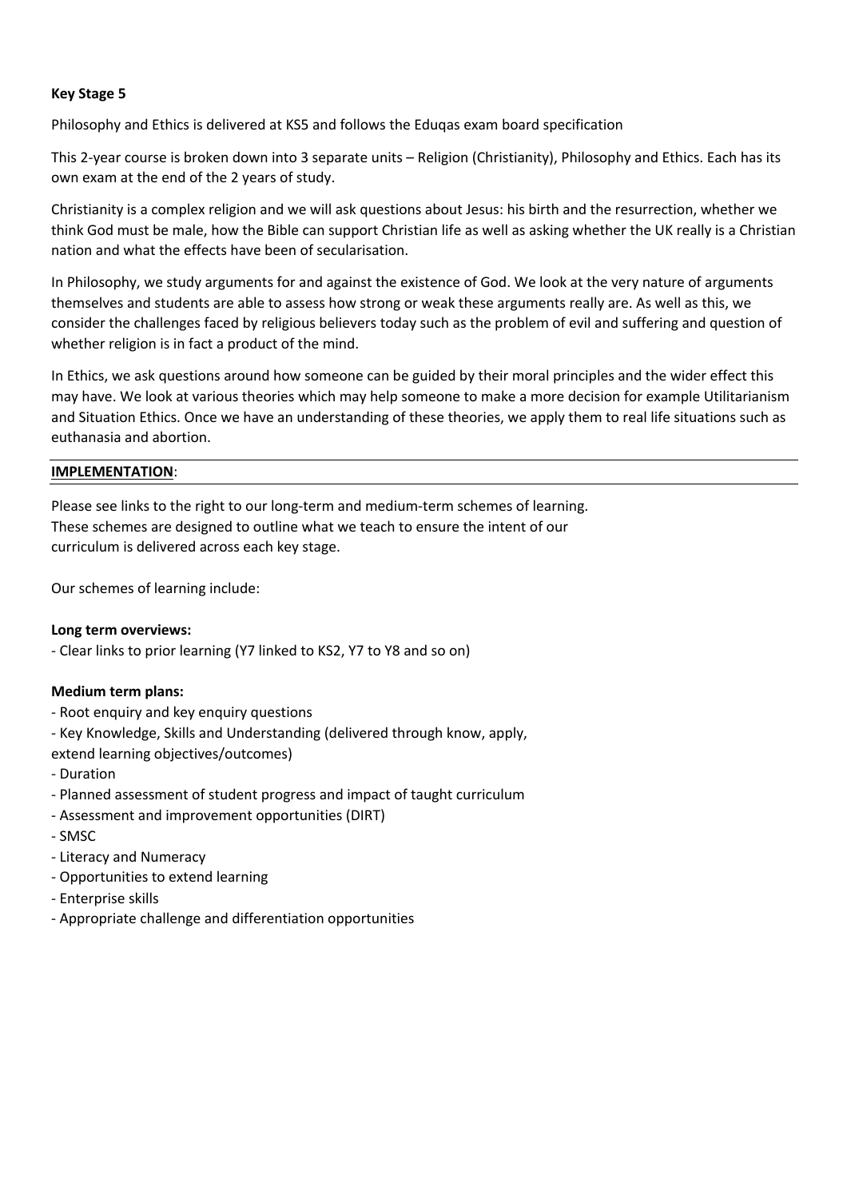**Key Stage 5**

Philosophy and Ethics is delivered at KS5 and follows the Eduqas exam board specification

This 2-year course is broken down into 3 separate units – Religion (Christianity), Philosophy and Ethics. Each has its own exam at the end of the 2 years of study.

Christianity is a complex religion and we will ask questions about Jesus: his birth and the resurrection, whether we think God must be male, how the Bible can support Christian life as well as asking whether the UK really is a Christian nation and what the effects have been of secularisation.

In Philosophy, we study arguments for and against the existence of God. We look at the very nature of arguments themselves and students are able to assess how strong or weak these arguments really are. As well as this, we consider the challenges faced by religious believers today such as the problem of evil and suffering and question of whether religion is in fact a product of the mind.

In Ethics, we ask questions around how someone can be guided by their moral principles and the wider effect this may have. We look at various theories which may help someone to make a more decision for example Utilitarianism and Situation Ethics. Once we have an understanding of these theories, we apply them to real life situations such as euthanasia and abortion.

**IMPLEMENTATION**:

Please see links to the right to our long-term and medium-term schemes of learning. These schemes are designed to outline what we teach to ensure the intent of our curriculum is delivered across each key stage.

Our schemes of learning include:

**Long term overviews:**

- Clear links to prior learning (Y7 linked to KS2, Y7 to Y8 and so on)

**Medium term plans:**

- Root enquiry and key enquiry questions
- Key Knowledge, Skills and Understanding (delivered through know, apply, extend learning objectives/outcomes)
- Duration
- Planned assessment of student progress and impact of taught curriculum
- Assessment and improvement opportunities (DIRT)
- SMSC
- Literacy and Numeracy
- Opportunities to extend learning
- Enterprise skills
- Appropriate challenge and differentiation opportunities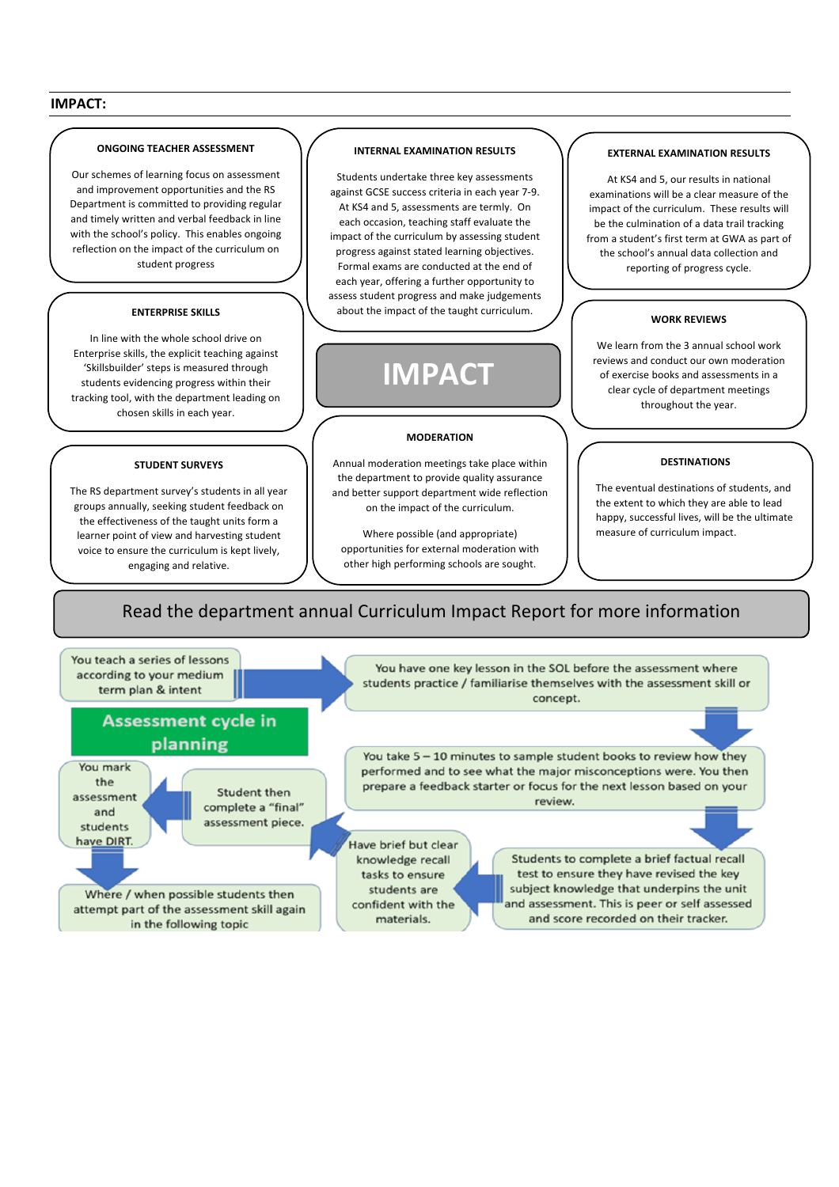## IMPACT:

### ONGOING TEACHER ASSESSMENT

Our schemes of learning focus on assessment and improvement opportunities and the RS Department is committed to providing regular and timely written and verbal feedback in line with the school's policy. This enables ongoing reflection on the impact of the curriculum on student progress

### INTERNAL EXAMINATION RESULTS

Students undertake three key assessments against GCSE success criteria in each year 7-9. At KS4 and 5, assessments are termly. On each occasion, teaching staff evaluate the impact of the curriculum by assessing student progress against stated learning objectives. Formal exams are conducted at the end of each year, offering a further opportunity to assess student progress and make judgements about the impact of the taught curriculum.

### EXTERNAL EXAMINATION RESULTS

At KS4 and 5, our results in national examinations will be a clear measure of the impact of the curriculum. These results will be the culmination of a data trail tracking from a student's first term at GWA as part of the school's annual data collection and reporting of progress cycle.

### ENTERPRISE SKILLS

In line with the whole school drive on Enterprise skills, the explicit teaching against 'Skillsbuilder' steps is measured through students evidencing progress within their tracking tool, with the department leading on chosen skills in each year.

## IMPACT

### WORK REVIEWS

We learn from the 3 annual school work reviews and conduct our own moderation of exercise books and assessments in a clear cycle of department meetings throughout the year.

### STUDENT SURVEYS

The RS department survey's students in all year groups annually, seeking student feedback on the effectiveness of the taught units form a learner point of view and harvesting student voice to ensure the curriculum is kept lively, engaging and relative.

### MODERATION

Annual moderation meetings take place within the department to provide quality assurance and better support department wide reflection on the impact of the curriculum.

Where possible (and appropriate) opportunities for external moderation with other high performing schools are sought.

### DESTINATIONS

The eventual destinations of students, and the extent to which they are able to lead happy, successful lives, will be the ultimate measure of curriculum impact.

**Read the department annual Curriculum Impact Report for more information**

## Assessment cycle in planning

1. You teach a series of lessons according to your medium term plan & intent
2. You have one key lesson in the SOL before the assessment where students practice / familiarise themselves with the assessment skill or concept.
3. You take 5 – 10 minutes to sample student books to review how they performed and to see what the major misconceptions were. You then prepare a feedback starter or focus for the next lesson based on your review.
4. Students to complete a brief factual recall test to ensure they have revised the key subject knowledge that underpins the unit and assessment. This is peer or self assessed and score recorded on their tracker.
5. Have brief but clear knowledge recall tasks to ensure students are confident with the materials.
6. Student then complete a "final" assessment piece.
7. You mark the assessment and students have DIRT.
8. Where / when possible students then attempt part of the assessment skill again in the following topic